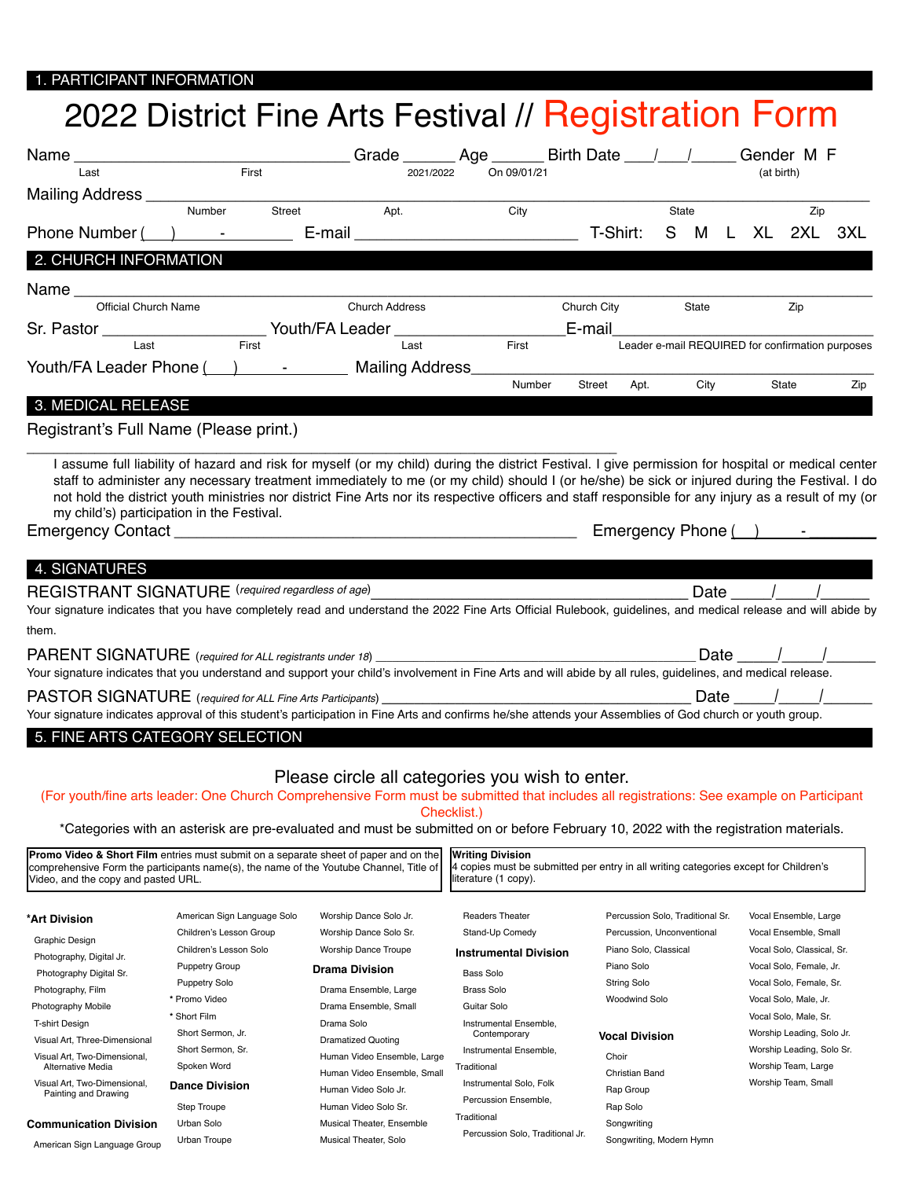## 1. PARTICIPANT INFORMATION

# 2022 District Fine Arts Festival // Registration Form

Name ______________________________ Grade ______ Age ______ Birth Date ___/___/_____ Gender M F
Last First 2021/2022 On 09/01/21 (at birth)

Mailing Address ____________________________________________________________
Number Street Apt. City State Zip

Phone Number ( ) - E-mail ____________________ T-Shirt: S M L XL 2XL 3XL

## 2. CHURCH INFORMATION

Name ____________________________________________________________
Official Church Name Church Address Church City State Zip

Sr. Pastor __________________ Youth/FA Leader __________________ E-mail ____________________
Last First Last First Leader e-mail REQUIRED for confirmation purposes

Youth/FA Leader Phone ( ) - Mailing Address ____________________________________
Number Street Apt. City State Zip

## 3. MEDICAL RELEASE

Registrant's Full Name (Please print.)

____________________________________________________________

I assume full liability of hazard and risk for myself (or my child) during the district Festival. I give permission for hospital or medical center staff to administer any necessary treatment immediately to me (or my child) should I (or he/she) be sick or injured during the Festival. I do not hold the district youth ministries nor district Fine Arts nor its respective officers and staff responsible for any injury as a result of my (or my child's) participation in the Festival.

Emergency Contact ________________________________________ Emergency Phone ( ) -

## 4. SIGNATURES

REGISTRANT SIGNATURE (*required regardless of age*) ______________________________ Date ____/____/_____
Your signature indicates that you have completely read and understand the 2022 Fine Arts Official Rulebook, guidelines, and medical release and will abide by them.

PARENT SIGNATURE (*required for ALL registrants under 18*) ______________________________ Date ____/____/_____
Your signature indicates that you understand and support your child's involvement in Fine Arts and will abide by all rules, guidelines, and medical release.

PASTOR SIGNATURE (*required for ALL Fine Arts Participants*) ______________________________ Date ____/____/_____
Your signature indicates approval of this student's participation in Fine Arts and confirms he/she attends your Assemblies of God church or youth group.

## 5. FINE ARTS CATEGORY SELECTION

Please circle all categories you wish to enter.

(For youth/fine arts leader: One Church Comprehensive Form must be submitted that includes all registrations: See example on Participant Checklist.)

*Categories with an asterisk are pre-evaluated and must be submitted on or before February 10, 2022 with the registration materials.

**Promo Video & Short Film** entries must submit on a separate sheet of paper and on the comprehensive Form the participants name(s), the name of the Youtube Channel, Title of Video, and the copy and pasted URL.

**Writing Division**
4 copies must be submitted per entry in all writing categories except for Children's literature (1 copy).

**\*Art Division**
- Graphic Design
- Photography, Digital Jr.
- Photography, Digital Sr.
- Photography, Film
- Photography Mobile
- T-shirt Design
- Visual Art, Three-Dimensional
- Visual Art, Two-Dimensional, Alternative Media
- Visual Art, Two-Dimensional, Painting and Drawing

**Communication Division**
- American Sign Language Group
- American Sign Language Solo
- Children's Lesson Group
- Children's Lesson Solo
- Puppetry Group
- Puppetry Solo
- \* Promo Video
- \* Short Film
- Short Sermon, Jr.
- Short Sermon, Sr.
- Spoken Word

**Dance Division**
- Step Troupe
- Urban Solo
- Urban Troupe
- Worship Dance Solo Jr.
- Worship Dance Solo Sr.
- Worship Dance Troupe

**Drama Division**
- Drama Ensemble, Large
- Drama Ensemble, Small
- Drama Solo
- Dramatized Quoting
- Human Video Ensemble, Large
- Human Video Ensemble, Small
- Human Video Solo Jr.
- Human Video Solo Sr.
- Musical Theater, Ensemble
- Musical Theater, Solo
- Readers Theater
- Stand-Up Comedy

**Instrumental Division**
- Bass Solo
- Brass Solo
- Guitar Solo
- Instrumental Ensemble, Contemporary
- Instrumental Ensemble, Traditional
- Instrumental Solo, Folk
- Percussion Ensemble, Traditional
- Percussion Solo, Traditional Jr.
- Percussion Solo, Traditional Sr.
- Percussion, Unconventional
- Piano Solo, Classical
- Piano Solo
- String Solo
- Woodwind Solo

**Vocal Division**
- Choir
- Christian Band
- Rap Group
- Rap Solo
- Songwriting
- Songwriting, Modern Hymn
- Vocal Ensemble, Large
- Vocal Ensemble, Small
- Vocal Solo, Classical, Sr.
- Vocal Solo, Female, Jr.
- Vocal Solo, Female, Sr.
- Vocal Solo, Male, Jr.
- Vocal Solo, Male, Sr.
- Worship Leading, Solo Jr.
- Worship Leading, Solo Sr.
- Worship Team, Large
- Worship Team, Small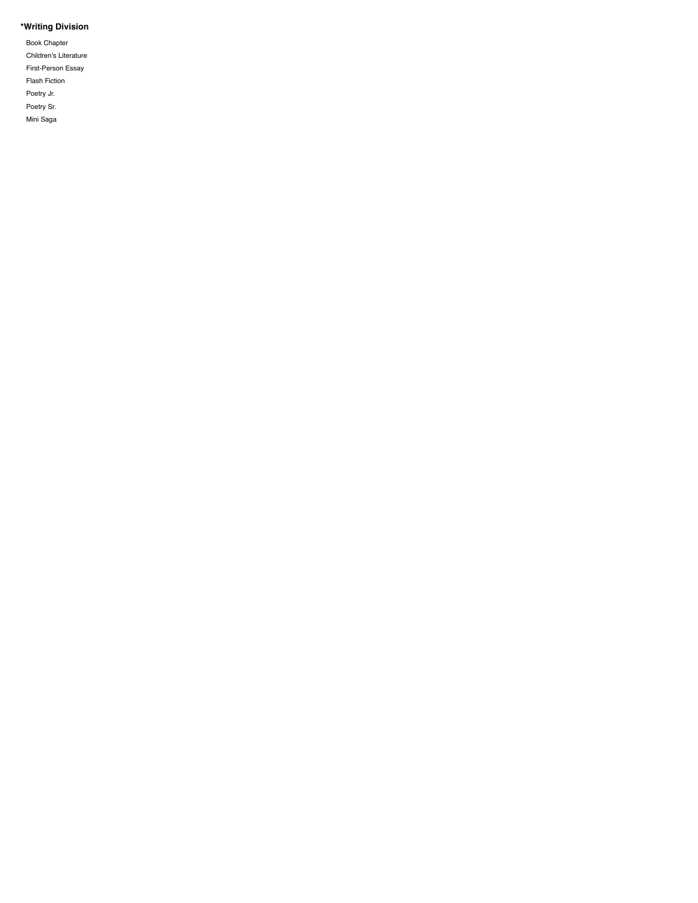**\*Writing Division**

- Book Chapter
- Children's Literature
- First-Person Essay
- Flash Fiction
- Poetry Jr.
- Poetry Sr.
- Mini Saga